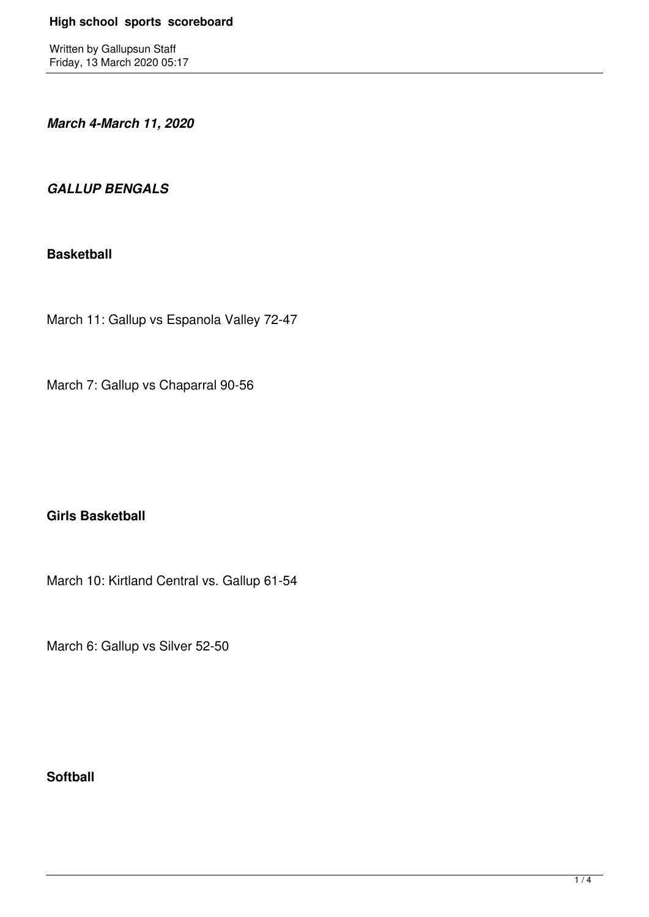# High school sports scoreboard

Written by Gallupsun Staff
Friday, 13 March 2020 05:17

***March 4-March 11, 2020***

***GALLUP BENGALS***

**Basketball**

March 11: Gallup vs Espanola Valley 72-47

March 7: Gallup vs Chaparral 90-56

**Girls Basketball**

March 10: Kirtland Central vs. Gallup 61-54

March 6: Gallup vs Silver 52-50

**Softball**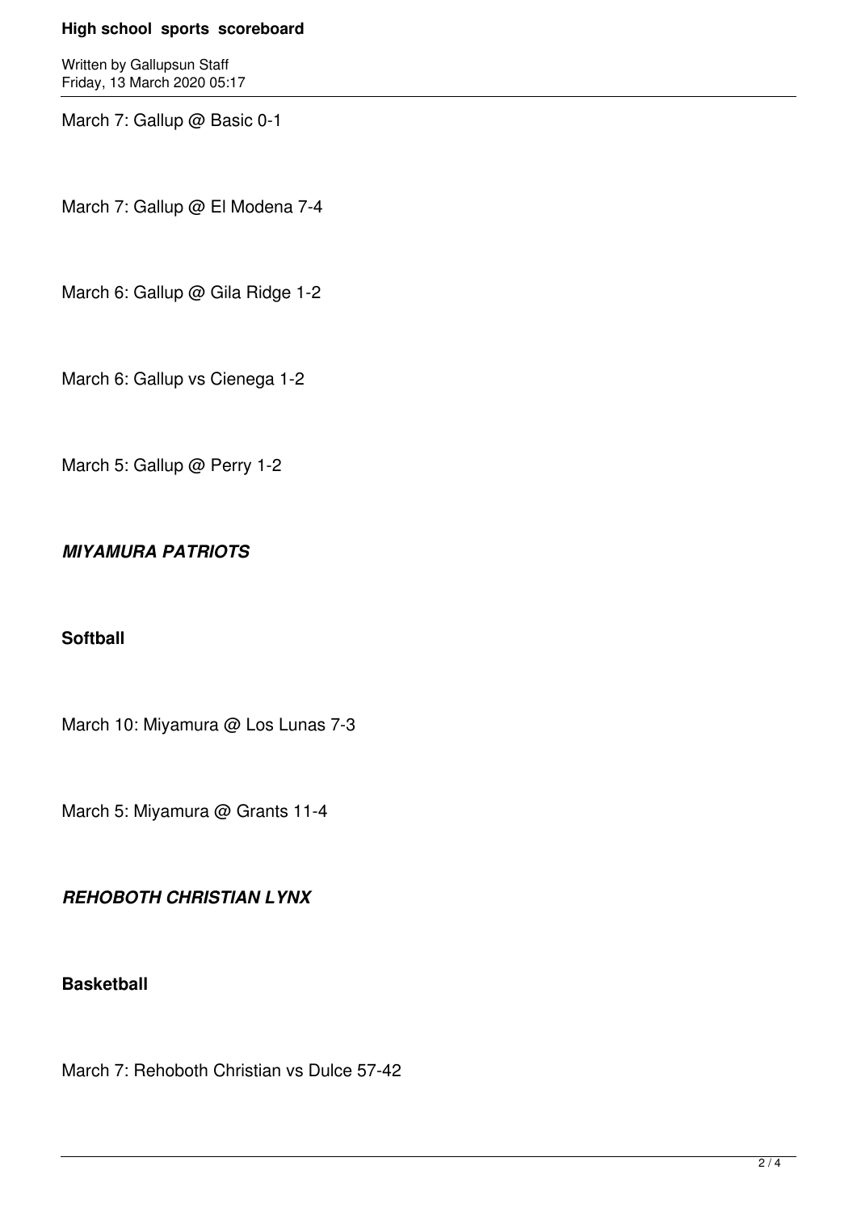March 7: Gallup @ Basic 0-1

March 7: Gallup @ El Modena 7-4

March 6: Gallup @ Gila Ridge 1-2

March 6: Gallup vs Cienega 1-2

March 5: Gallup @ Perry 1-2

***MIYAMURA PATRIOTS***

**Softball**

March 10: Miyamura @ Los Lunas 7-3

March 5: Miyamura @ Grants 11-4

***REHOBOTH CHRISTIAN LYNX***

**Basketball**

March 7: Rehoboth Christian vs Dulce 57-42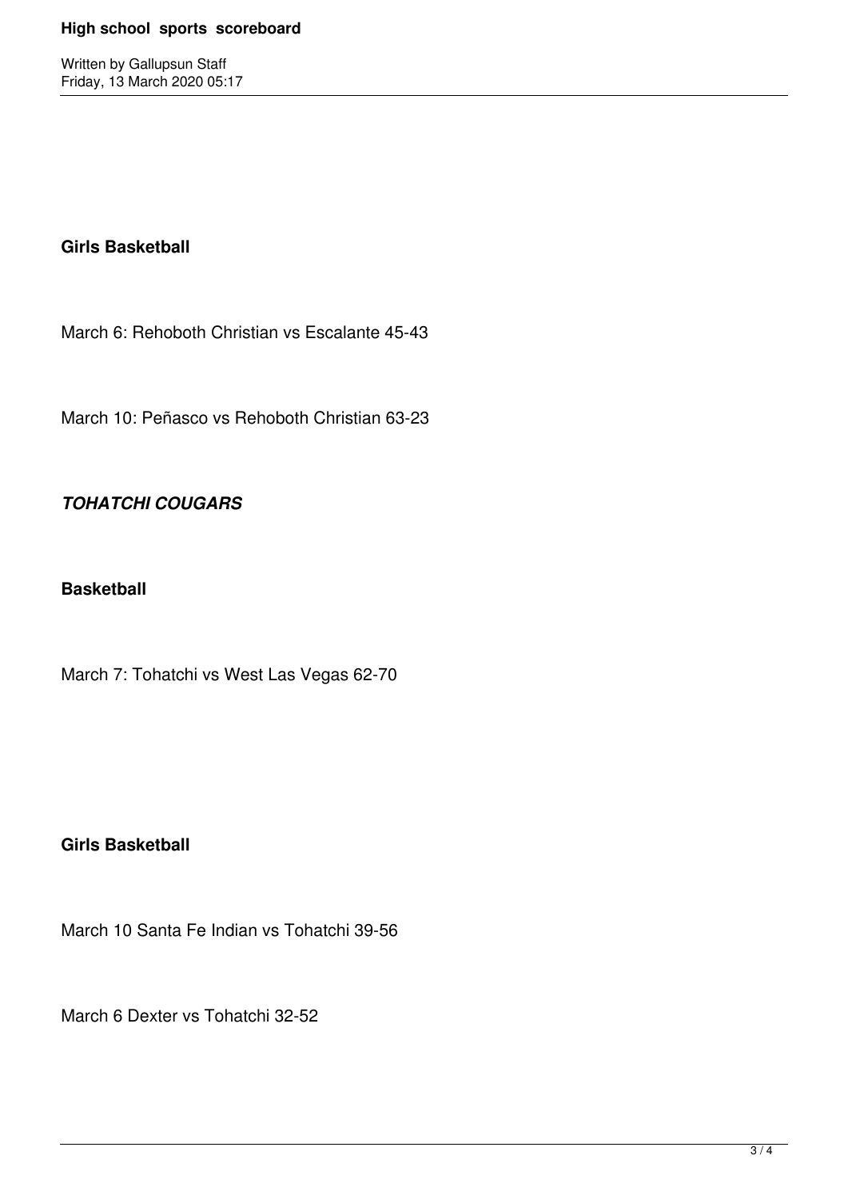**Girls Basketball**

March 6: Rehoboth Christian vs Escalante 45-43

March 10: Peñasco vs Rehoboth Christian 63-23

***TOHATCHI COUGARS***

**Basketball**

March 7: Tohatchi vs West Las Vegas 62-70

**Girls Basketball**

March 10 Santa Fe Indian vs Tohatchi 39-56

March 6 Dexter vs Tohatchi 32-52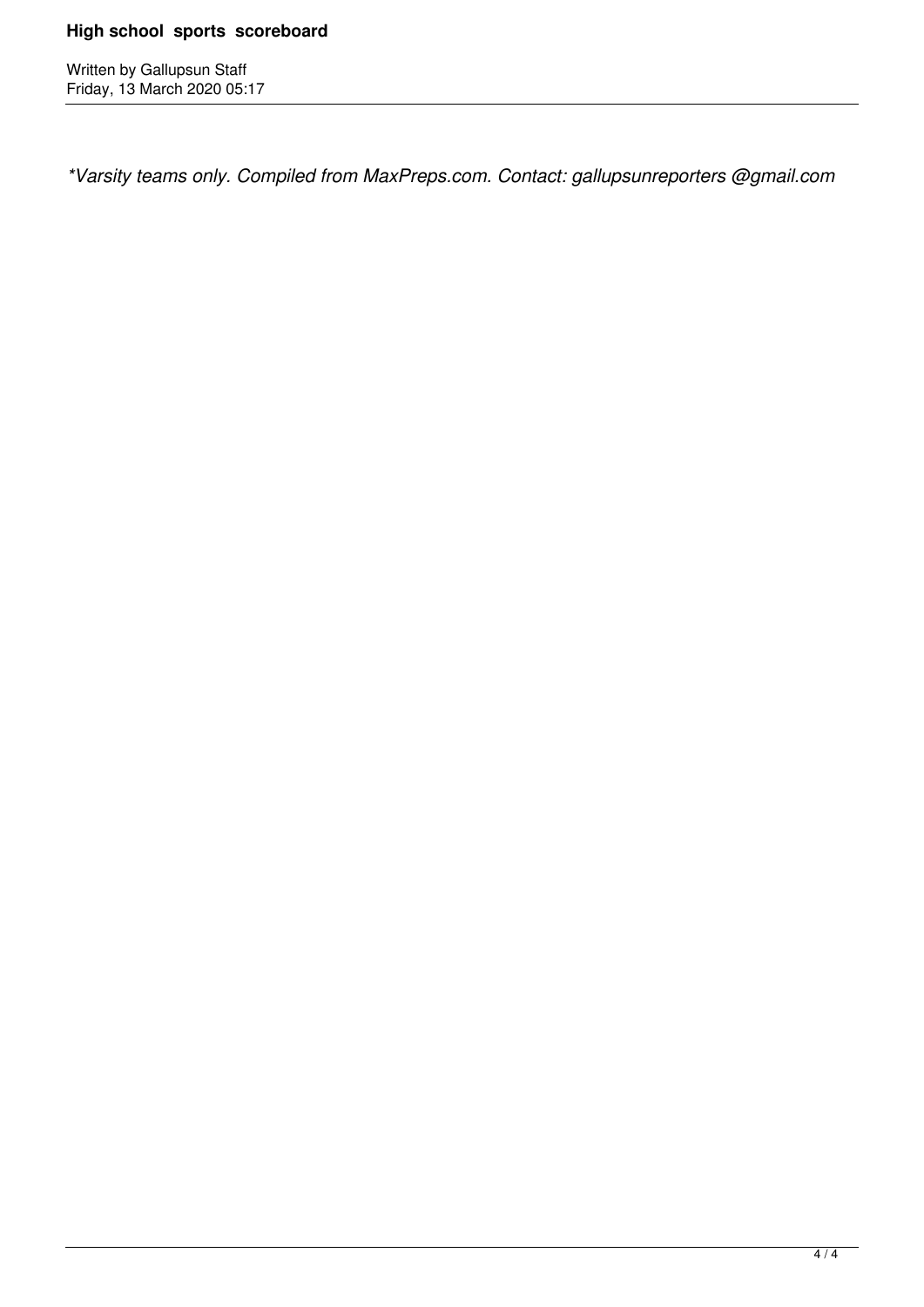*\*Varsity teams only. Compiled from MaxPreps.com. Contact: gallupsunreporters @gmail.com*